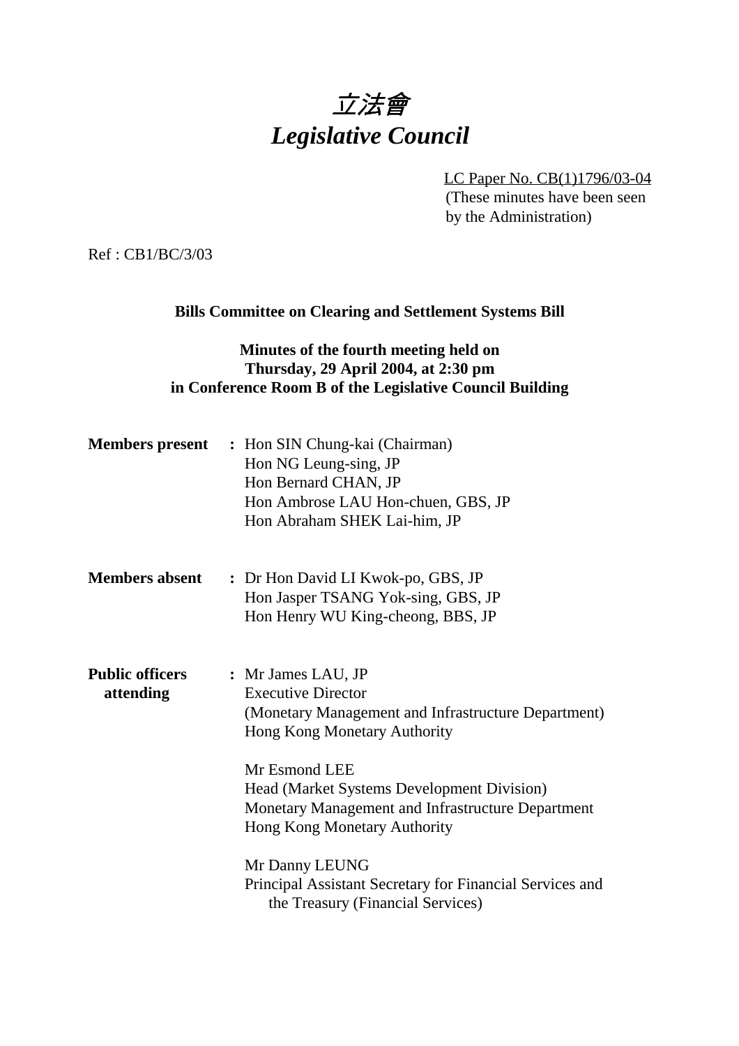# *立法會*
# *Legislative Council*

LC Paper No. CB(1)1796/03-04
(These minutes have been seen by the Administration)

Ref : CB1/BC/3/03

**Bills Committee on Clearing and Settlement Systems Bill**

**Minutes of the fourth meeting held on**
**Thursday, 29 April 2004, at 2:30 pm**
**in Conference Room B of the Legislative Council Building**

**Members present :** Hon SIN Chung-kai (Chairman)
Hon NG Leung-sing, JP
Hon Bernard CHAN, JP
Hon Ambrose LAU Hon-chuen, GBS, JP
Hon Abraham SHEK Lai-him, JP

**Members absent :** Dr Hon David LI Kwok-po, GBS, JP
Hon Jasper TSANG Yok-sing, GBS, JP
Hon Henry WU King-cheong, BBS, JP

**Public officers attending :** Mr James LAU, JP
Executive Director
(Monetary Management and Infrastructure Department)
Hong Kong Monetary Authority

Mr Esmond LEE
Head (Market Systems Development Division)
Monetary Management and Infrastructure Department
Hong Kong Monetary Authority

Mr Danny LEUNG
Principal Assistant Secretary for Financial Services and the Treasury (Financial Services)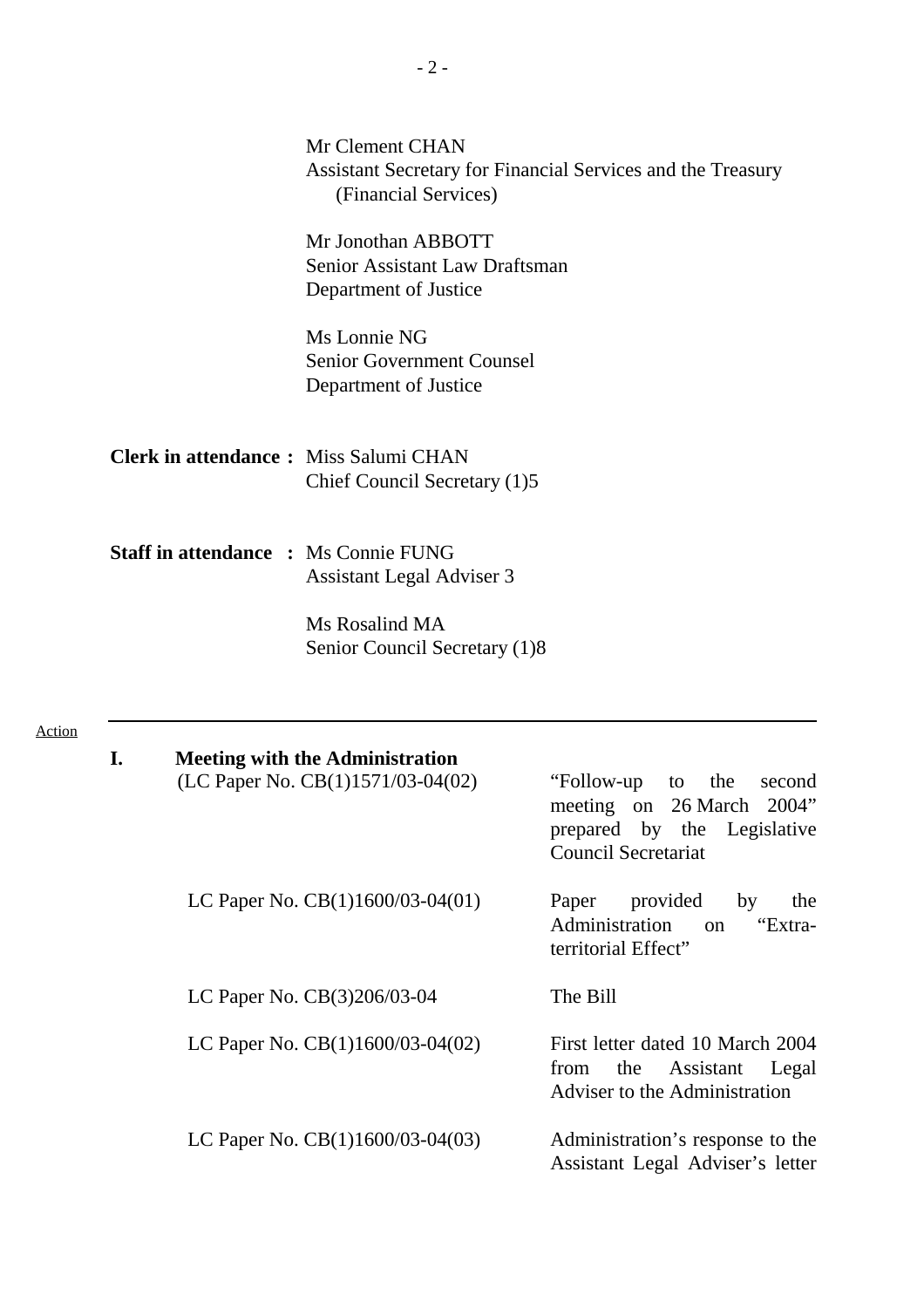Mr Clement CHAN
Assistant Secretary for Financial Services and the Treasury (Financial Services)

Mr Jonothan ABBOTT
Senior Assistant Law Draftsman
Department of Justice

Ms Lonnie NG
Senior Government Counsel
Department of Justice

**Clerk in attendance :** Miss Salumi CHAN
Chief Council Secretary (1)5

**Staff in attendance :** Ms Connie FUNG
Assistant Legal Adviser 3

Ms Rosalind MA
Senior Council Secretary (1)8

---

Action

## I. Meeting with the Administration

| | |
|---|---|
| (LC Paper No. CB(1)1571/03-04(02) | "Follow-up to the second meeting on 26 March 2004" prepared by the Legislative Council Secretariat |
| LC Paper No. CB(1)1600/03-04(01) | Paper provided by the Administration on "Extra-territorial Effect" |
| LC Paper No. CB(3)206/03-04 | The Bill |
| LC Paper No. CB(1)1600/03-04(02) | First letter dated 10 March 2004 from the Assistant Legal Adviser to the Administration |
| LC Paper No. CB(1)1600/03-04(03) | Administration's response to the Assistant Legal Adviser's letter |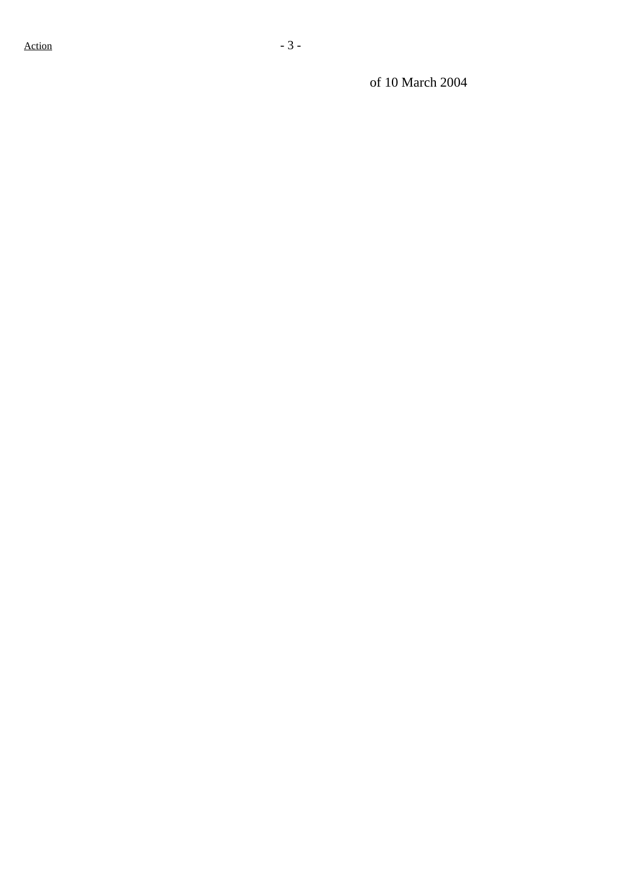of 10 March 2004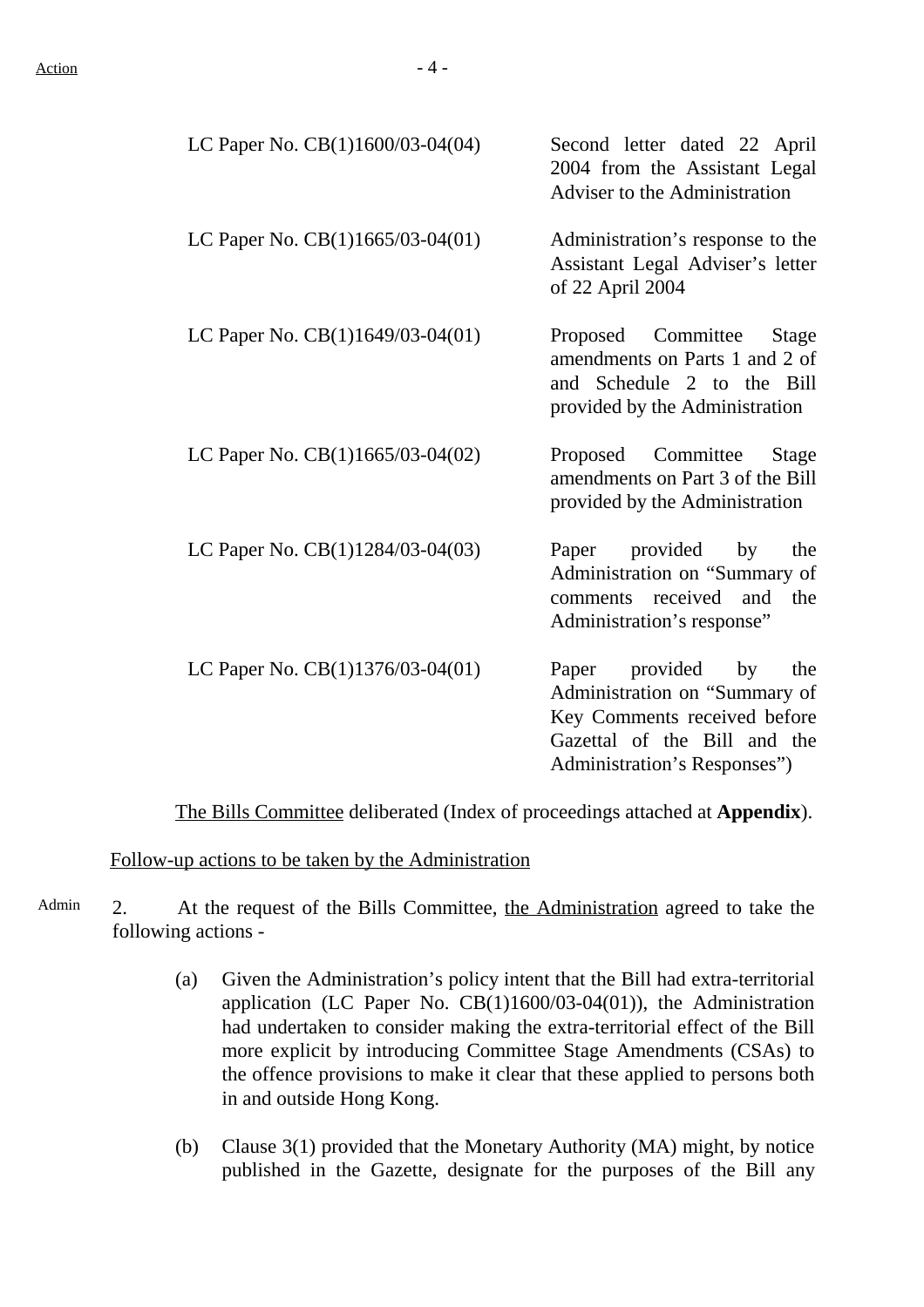| | |
|---|---|
| LC Paper No. CB(1)1600/03-04(04) | Second letter dated 22 April 2004 from the Assistant Legal Adviser to the Administration |
| LC Paper No. CB(1)1665/03-04(01) | Administration's response to the Assistant Legal Adviser's letter of 22 April 2004 |
| LC Paper No. CB(1)1649/03-04(01) | Proposed Committee Stage amendments on Parts 1 and 2 of and Schedule 2 to the Bill provided by the Administration |
| LC Paper No. CB(1)1665/03-04(02) | Proposed Committee Stage amendments on Part 3 of the Bill provided by the Administration |
| LC Paper No. CB(1)1284/03-04(03) | Paper provided by the Administration on "Summary of comments received and the Administration's response" |
| LC Paper No. CB(1)1376/03-04(01) | Paper provided by the Administration on "Summary of Key Comments received before Gazettal of the Bill and the Administration's Responses") |

The Bills Committee deliberated (Index of proceedings attached at **Appendix**).

Follow-up actions to be taken by the Administration

Admin

2. At the request of the Bills Committee, the Administration agreed to take the following actions -

(a) Given the Administration's policy intent that the Bill had extra-territorial application (LC Paper No. CB(1)1600/03-04(01)), the Administration had undertaken to consider making the extra-territorial effect of the Bill more explicit by introducing Committee Stage Amendments (CSAs) to the offence provisions to make it clear that these applied to persons both in and outside Hong Kong.

(b) Clause 3(1) provided that the Monetary Authority (MA) might, by notice published in the Gazette, designate for the purposes of the Bill any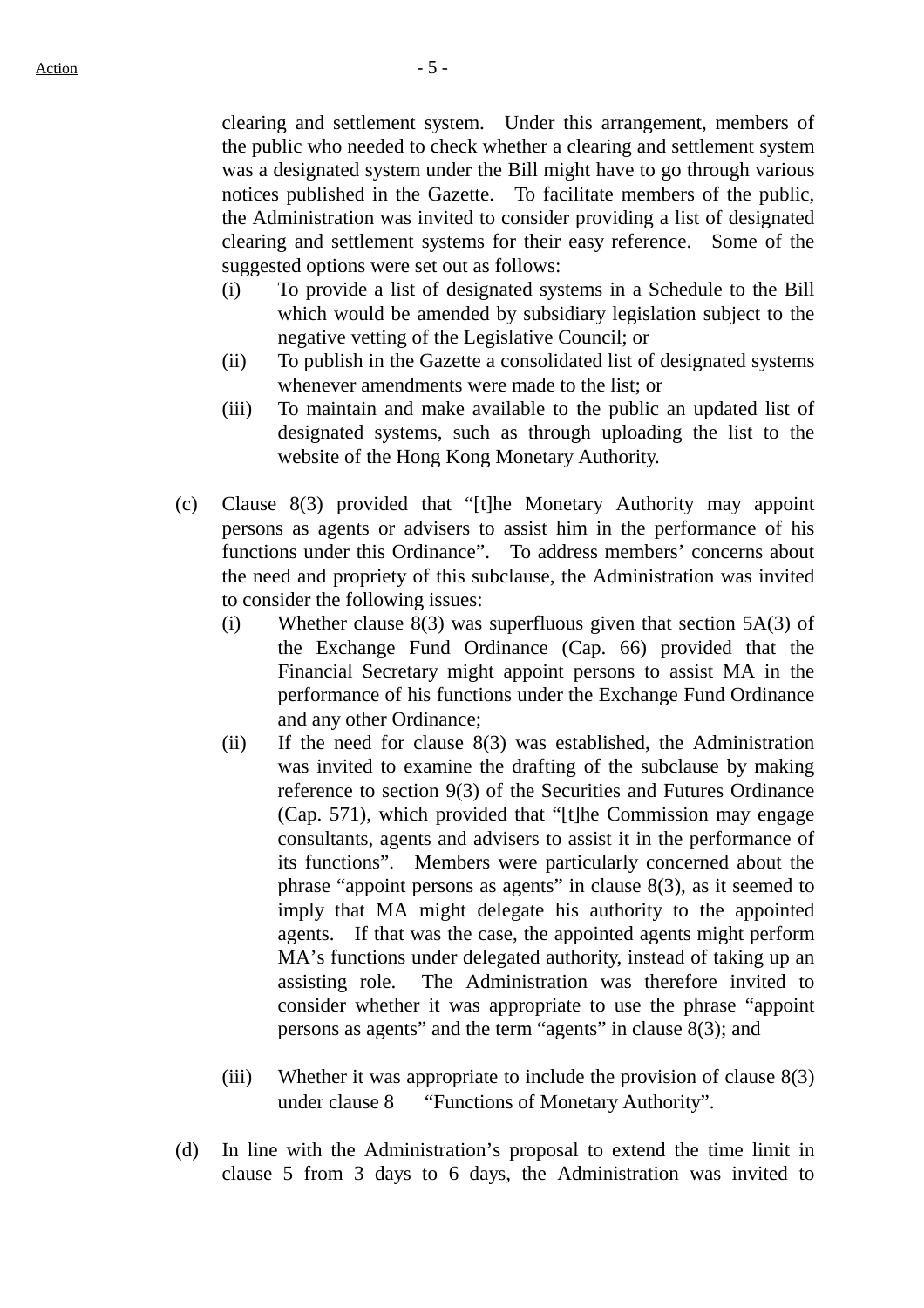clearing and settlement system. Under this arrangement, members of the public who needed to check whether a clearing and settlement system was a designated system under the Bill might have to go through various notices published in the Gazette. To facilitate members of the public, the Administration was invited to consider providing a list of designated clearing and settlement systems for their easy reference. Some of the suggested options were set out as follows:

(i) To provide a list of designated systems in a Schedule to the Bill which would be amended by subsidiary legislation subject to the negative vetting of the Legislative Council; or

(ii) To publish in the Gazette a consolidated list of designated systems whenever amendments were made to the list; or

(iii) To maintain and make available to the public an updated list of designated systems, such as through uploading the list to the website of the Hong Kong Monetary Authority.

(c) Clause 8(3) provided that "[t]he Monetary Authority may appoint persons as agents or advisers to assist him in the performance of his functions under this Ordinance". To address members' concerns about the need and propriety of this subclause, the Administration was invited to consider the following issues:

(i) Whether clause 8(3) was superfluous given that section 5A(3) of the Exchange Fund Ordinance (Cap. 66) provided that the Financial Secretary might appoint persons to assist MA in the performance of his functions under the Exchange Fund Ordinance and any other Ordinance;

(ii) If the need for clause 8(3) was established, the Administration was invited to examine the drafting of the subclause by making reference to section 9(3) of the Securities and Futures Ordinance (Cap. 571), which provided that "[t]he Commission may engage consultants, agents and advisers to assist it in the performance of its functions". Members were particularly concerned about the phrase "appoint persons as agents" in clause 8(3), as it seemed to imply that MA might delegate his authority to the appointed agents. If that was the case, the appointed agents might perform MA's functions under delegated authority, instead of taking up an assisting role. The Administration was therefore invited to consider whether it was appropriate to use the phrase "appoint persons as agents" and the term "agents" in clause 8(3); and

(iii) Whether it was appropriate to include the provision of clause 8(3) under clause 8 "Functions of Monetary Authority".

(d) In line with the Administration's proposal to extend the time limit in clause 5 from 3 days to 6 days, the Administration was invited to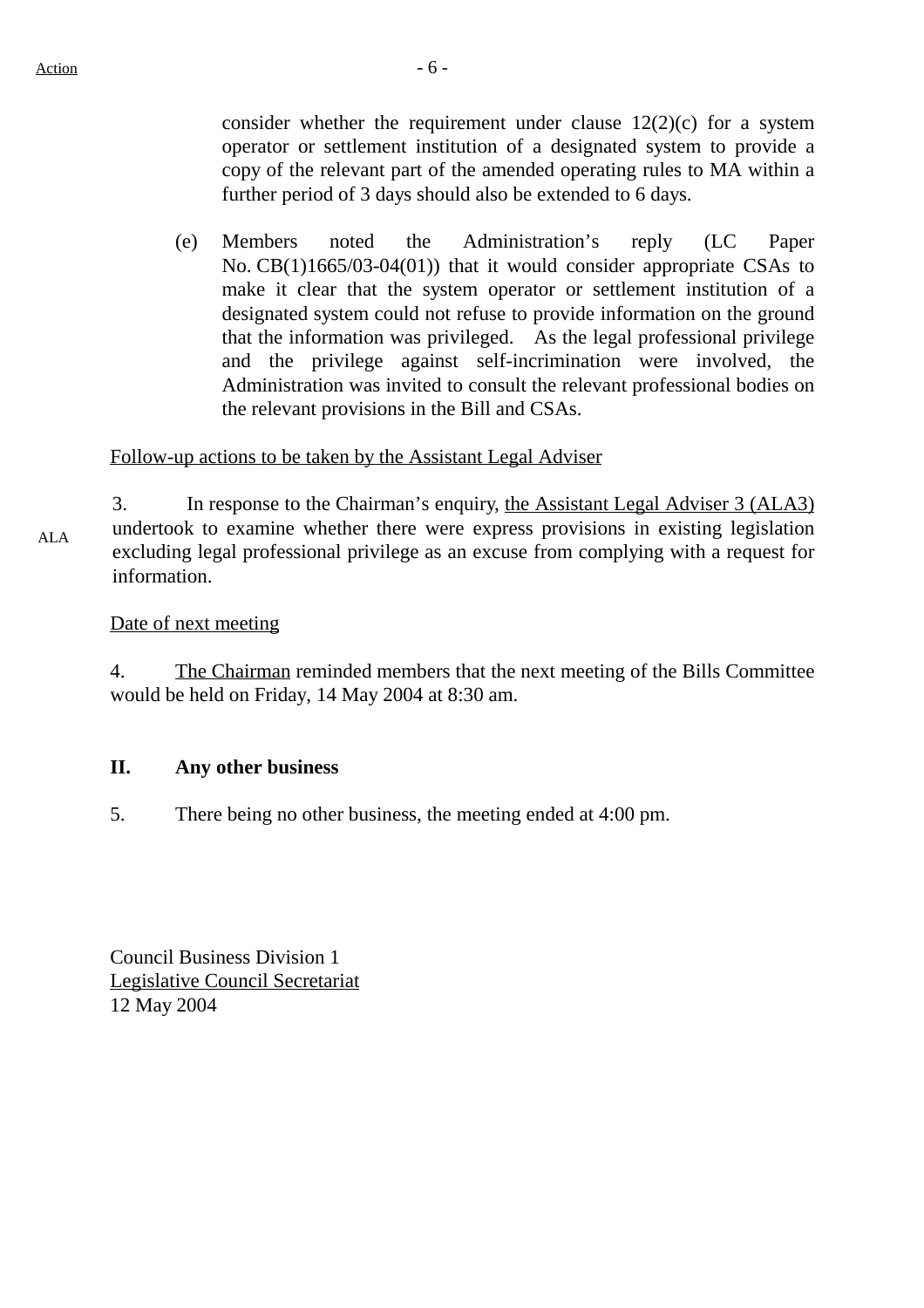consider whether the requirement under clause 12(2)(c) for a system operator or settlement institution of a designated system to provide a copy of the relevant part of the amended operating rules to MA within a further period of 3 days should also be extended to 6 days.

(e) Members noted the Administration's reply (LC Paper No. CB(1)1665/03-04(01)) that it would consider appropriate CSAs to make it clear that the system operator or settlement institution of a designated system could not refuse to provide information on the ground that the information was privileged. As the legal professional privilege and the privilege against self-incrimination were involved, the Administration was invited to consult the relevant professional bodies on the relevant provisions in the Bill and CSAs.

Follow-up actions to be taken by the Assistant Legal Adviser

3. In response to the Chairman's enquiry, the Assistant Legal Adviser 3 (ALA3) undertook to examine whether there were express provisions in existing legislation excluding legal professional privilege as an excuse from complying with a request for information. — ALA

Date of next meeting

4. The Chairman reminded members that the next meeting of the Bills Committee would be held on Friday, 14 May 2004 at 8:30 am.

## II. Any other business

5. There being no other business, the meeting ended at 4:00 pm.

Council Business Division 1
Legislative Council Secretariat
12 May 2004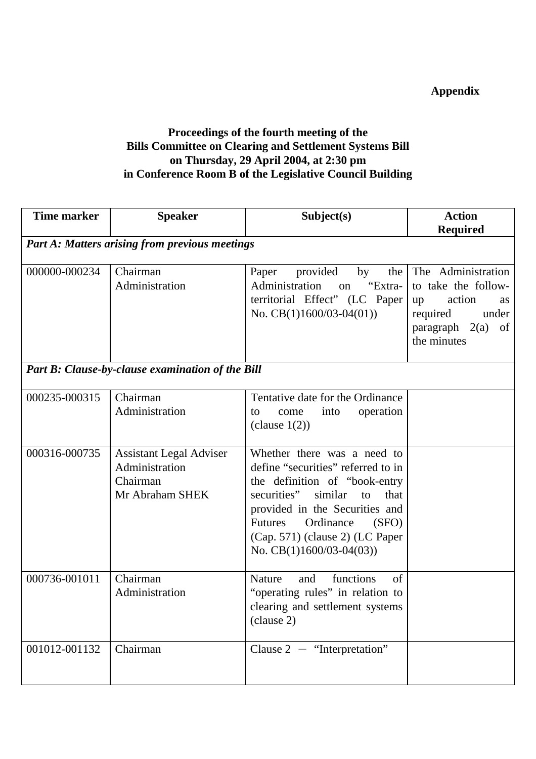**Appendix**

**Proceedings of the fourth meeting of the Bills Committee on Clearing and Settlement Systems Bill on Thursday, 29 April 2004, at 2:30 pm in Conference Room B of the Legislative Council Building**

| Time marker | Speaker | Subject(s) | Action Required |
|---|---|---|---|
| ***Part A: Matters arising from previous meetings*** | | | |
| 000000-000234 | Chairman<br>Administration | Paper provided by the Administration on "Extra-territorial Effect" (LC Paper No. CB(1)1600/03-04(01)) | The Administration to take the follow-up action as required under paragraph 2(a) of the minutes |
| ***Part B: Clause-by-clause examination of the Bill*** | | | |
| 000235-000315 | Chairman<br>Administration | Tentative date for the Ordinance to come into operation (clause 1(2)) | |
| 000316-000735 | Assistant Legal Adviser<br>Administration<br>Chairman<br>Mr Abraham SHEK | Whether there was a need to define "securities" referred to in the definition of "book-entry securities" similar to that provided in the Securities and Futures Ordinance (SFO) (Cap. 571) (clause 2) (LC Paper No. CB(1)1600/03-04(03)) | |
| 000736-001011 | Chairman<br>Administration | Nature and functions of "operating rules" in relation to clearing and settlement systems (clause 2) | |
| 001012-001132 | Chairman | Clause 2 － "Interpretation" | |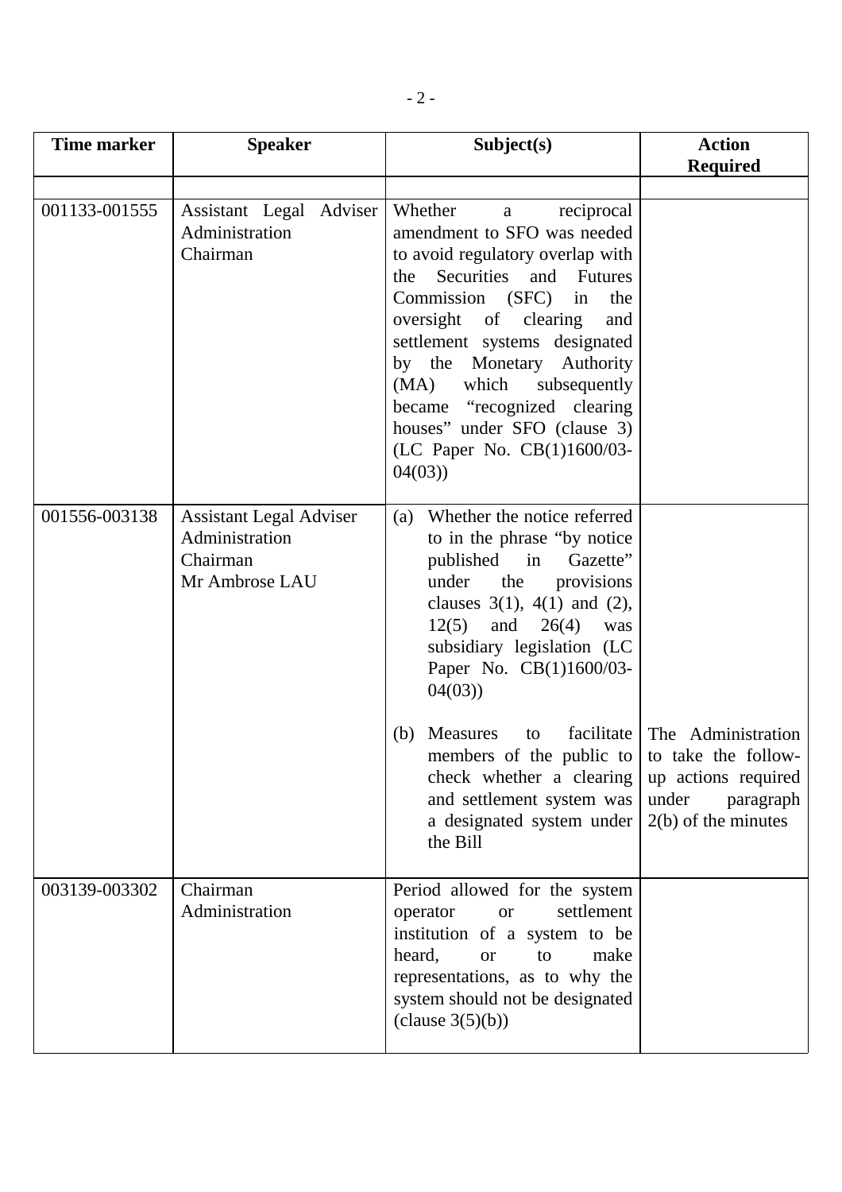| Time marker | Speaker | Subject(s) | Action Required |
|---|---|---|---|
| | | | |
| 001133-001555 | Assistant Legal Adviser<br>Administration<br>Chairman | Whether a reciprocal amendment to SFO was needed to avoid regulatory overlap with the Securities and Futures Commission (SFC) in the oversight of clearing and settlement systems designated by the Monetary Authority (MA) which subsequently became "recognized clearing houses" under SFO (clause 3) (LC Paper No. CB(1)1600/03-04(03)) | |
| 001556-003138 | Assistant Legal Adviser<br>Administration<br>Chairman<br>Mr Ambrose LAU | (a) Whether the notice referred to in the phrase "by notice published in Gazette" under the provisions clauses 3(1), 4(1) and (2), 12(5) and 26(4) was subsidiary legislation (LC Paper No. CB(1)1600/03-04(03))<br><br>(b) Measures to facilitate members of the public to check whether a clearing and settlement system was a designated system under the Bill | The Administration to take the follow-up actions required under paragraph 2(b) of the minutes |
| 003139-003302 | Chairman<br>Administration | Period allowed for the system operator or settlement institution of a system to be heard, or to make representations, as to why the system should not be designated (clause 3(5)(b)) | |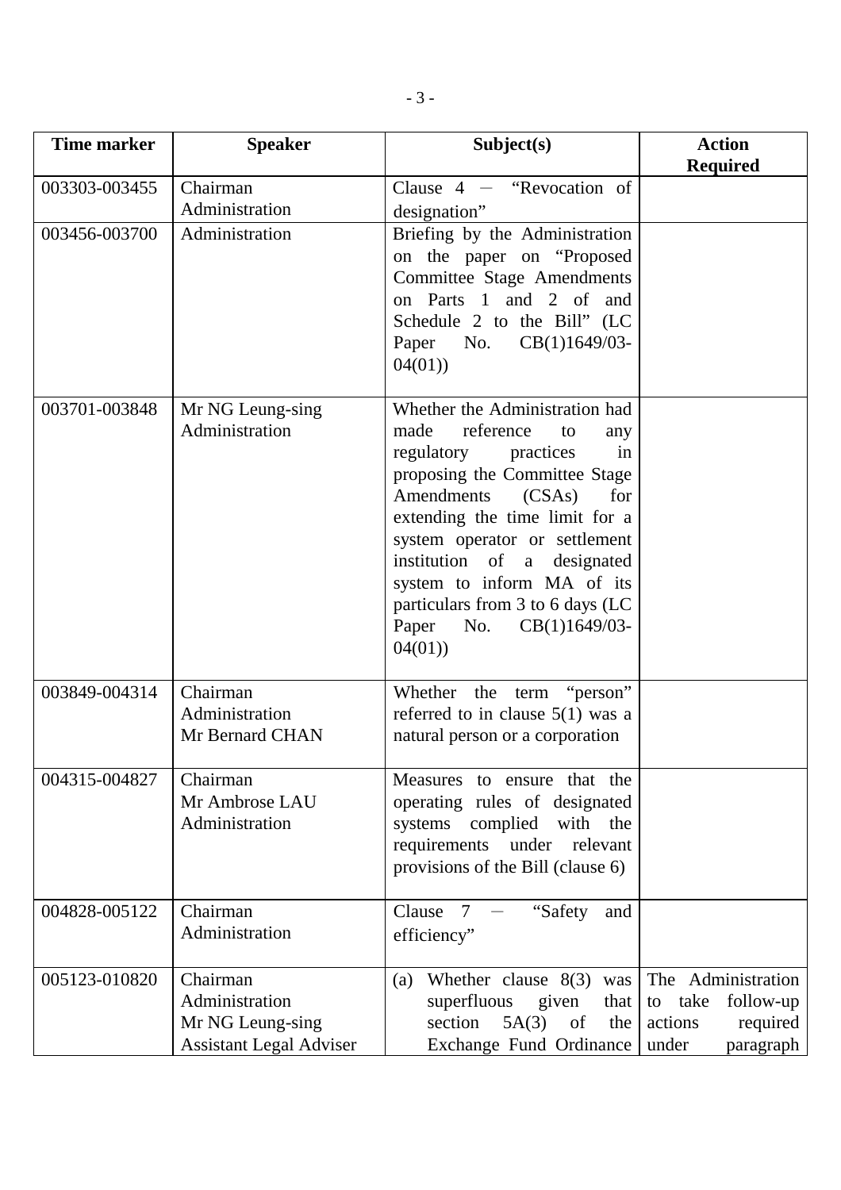| Time marker | Speaker | Subject(s) | Action Required |
|---|---|---|---|
| 003303-003455 | Chairman<br>Administration | Clause 4 － "Revocation of designation" | |
| 003456-003700 | Administration | Briefing by the Administration on the paper on "Proposed Committee Stage Amendments on Parts 1 and 2 of and Schedule 2 to the Bill" (LC Paper No. CB(1)1649/03-04(01)) | |
| 003701-003848 | Mr NG Leung-sing<br>Administration | Whether the Administration had made reference to any regulatory practices in proposing the Committee Stage Amendments (CSAs) for extending the time limit for a system operator or settlement institution of a designated system to inform MA of its particulars from 3 to 6 days (LC Paper No. CB(1)1649/03-04(01)) | |
| 003849-004314 | Chairman<br>Administration<br>Mr Bernard CHAN | Whether the term "person" referred to in clause 5(1) was a natural person or a corporation | |
| 004315-004827 | Chairman<br>Mr Ambrose LAU<br>Administration | Measures to ensure that the operating rules of designated systems complied with the requirements under relevant provisions of the Bill (clause 6) | |
| 004828-005122 | Chairman<br>Administration | Clause 7 － "Safety and efficiency" | |
| 005123-010820 | Chairman<br>Administration<br>Mr NG Leung-sing<br>Assistant Legal Adviser | (a) Whether clause 8(3) was superfluous given that section 5A(3) of the Exchange Fund Ordinance | The Administration to take follow-up actions required under paragraph |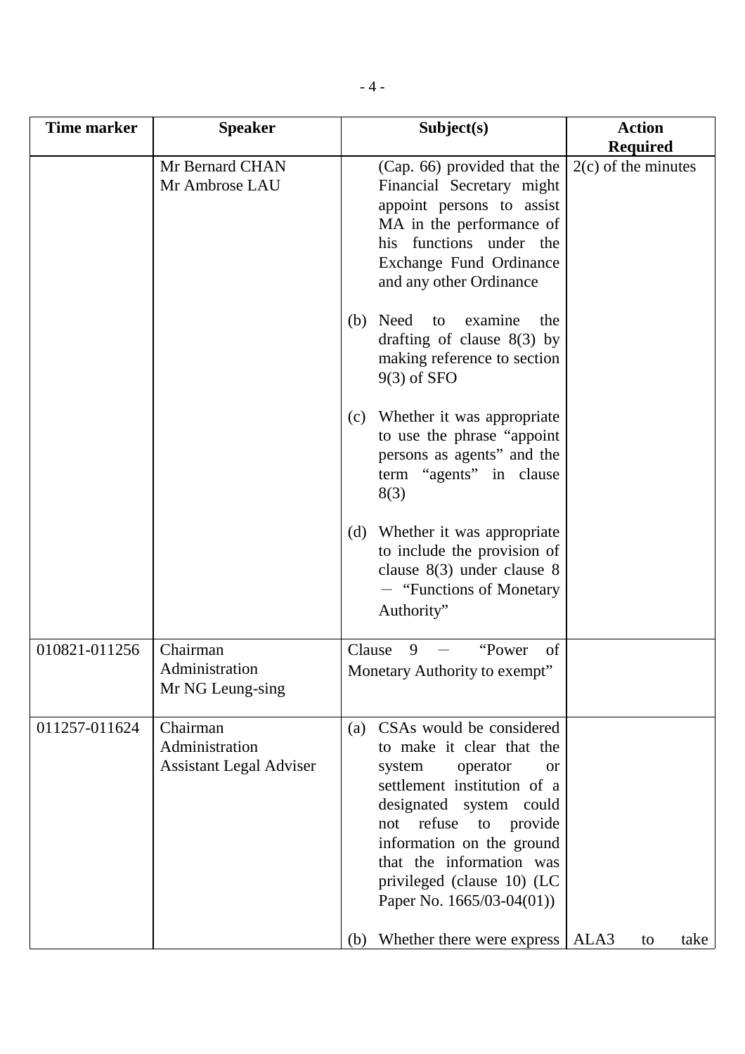| Time marker | Speaker | Subject(s) | Action Required |
|---|---|---|---|
| | Mr Bernard CHAN<br>Mr Ambrose LAU | (Cap. 66) provided that the Financial Secretary might appoint persons to assist MA in the performance of his functions under the Exchange Fund Ordinance and any other Ordinance<br><br>(b) Need to examine the drafting of clause 8(3) by making reference to section 9(3) of SFO<br><br>(c) Whether it was appropriate to use the phrase "appoint persons as agents" and the term "agents" in clause 8(3)<br><br>(d) Whether it was appropriate to include the provision of clause 8(3) under clause 8 － "Functions of Monetary Authority" | 2(c) of the minutes |
| 010821-011256 | Chairman<br>Administration<br>Mr NG Leung-sing | Clause 9 － "Power of Monetary Authority to exempt" | |
| 011257-011624 | Chairman<br>Administration<br>Assistant Legal Adviser | (a) CSAs would be considered to make it clear that the system operator or settlement institution of a designated system could not refuse to provide information on the ground that the information was privileged (clause 10) (LC Paper No. 1665/03-04(01))<br><br>(b) Whether there were express | ALA3 to take |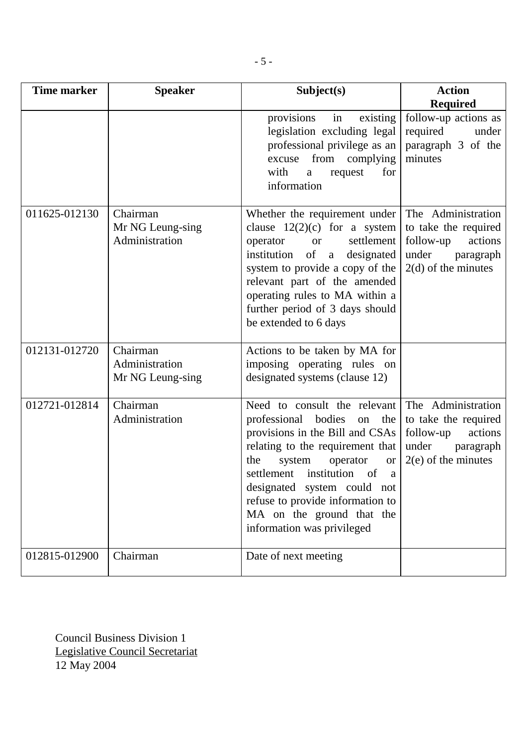| Time marker | Speaker | Subject(s) | Action Required |
|---|---|---|---|
| | | provisions in existing legislation excluding legal professional privilege as an excuse from complying with a request for information | follow-up actions as required under paragraph 3 of the minutes |
| 011625-012130 | Chairman<br>Mr NG Leung-sing<br>Administration | Whether the requirement under clause 12(2)(c) for a system operator or settlement institution of a designated system to provide a copy of the relevant part of the amended operating rules to MA within a further period of 3 days should be extended to 6 days | The Administration to take the required follow-up actions under paragraph 2(d) of the minutes |
| 012131-012720 | Chairman<br>Administration<br>Mr NG Leung-sing | Actions to be taken by MA for imposing operating rules on designated systems (clause 12) | |
| 012721-012814 | Chairman<br>Administration | Need to consult the relevant professional bodies on the provisions in the Bill and CSAs relating to the requirement that the system operator or settlement institution of a designated system could not refuse to provide information to MA on the ground that the information was privileged | The Administration to take the required follow-up actions under paragraph 2(e) of the minutes |
| 012815-012900 | Chairman | Date of next meeting | |

Council Business Division 1
Legislative Council Secretariat
12 May 2004